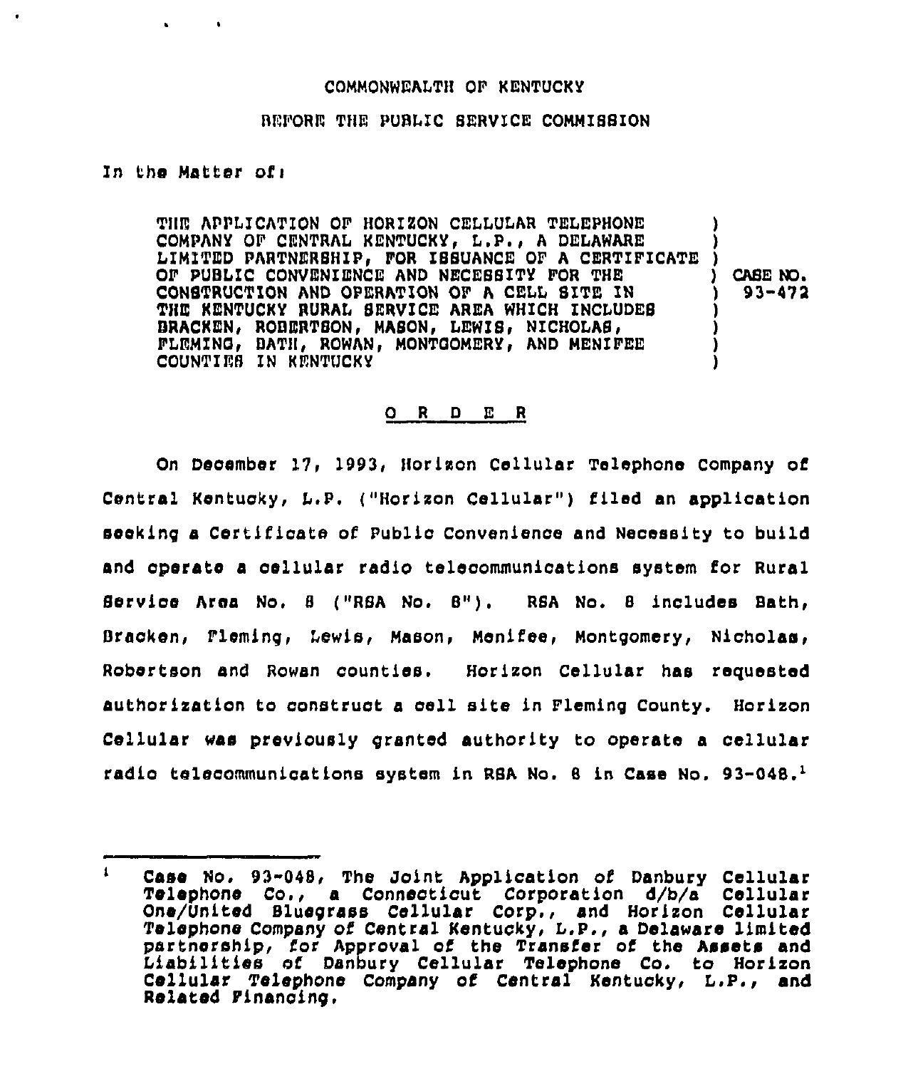COMMONWEALTH OF KENTUCKY

BEFORE THE PUBLIC SERVICE COMMISSION

In the Matter of:

THE APPLICATION OF HORIZON CELLULAR TELEPHONE COMPANY OF CENTRAL KENTUCKY, L.P., A DELAWARE LIMITED PARTNERSHIP, FOR ISSUANCE OF A CERTIFICATE OF PUBLIC CONVENIENCE AND NECESSITY FOR THE CONSTRUCTION AND OPERATION OF A CELL SITE IN THE KENTUCKY RURAL SERVICE AREA WHICH INCLUDES BRACKEN, ROBERTSON, MASON, LEWIS, NICHOLAS, FLEMING, BATH, ROWAN, MONTGOMERY, AND MENIFEE COUNTIES IN KENTUCKY ) CASE NO. 93-472

## O R D E R

On December 17, 1993, Horizon Cellular Telephone Company of Central Kentucky, L.P. ("Horizon Cellular") filed an application seeking a Certificate of Public Convenience and Necessity to build and operate a cellular radio telecommunications system for Rural Service Area No. 8 ("RSA No. 8"). RSA No. 8 includes Bath, Bracken, Fleming, Lewis, Mason, Menifee, Montgomery, Nicholas, Robertson and Rowan counties. Horizon Cellular has requested authorization to construct a cell site in Fleming County. Horizon Cellular was previously granted authority to operate a cellular radio telecommunications system in RSA No. 8 in Case No. 93-048.[1]

---

[1] Case No. 93-048, The Joint Application of Danbury Cellular Telephone Co., a Connecticut Corporation d/b/a Cellular One/United Bluegrass Cellular Corp., and Horizon Cellular Telephone Company of Central Kentucky, L.P., a Delaware limited partnership, for Approval of the Transfer of the Assets and Liabilities of Danbury Cellular Telephone Co. to Horizon Cellular Telephone Company of Central Kentucky, L.P., and Related Financing.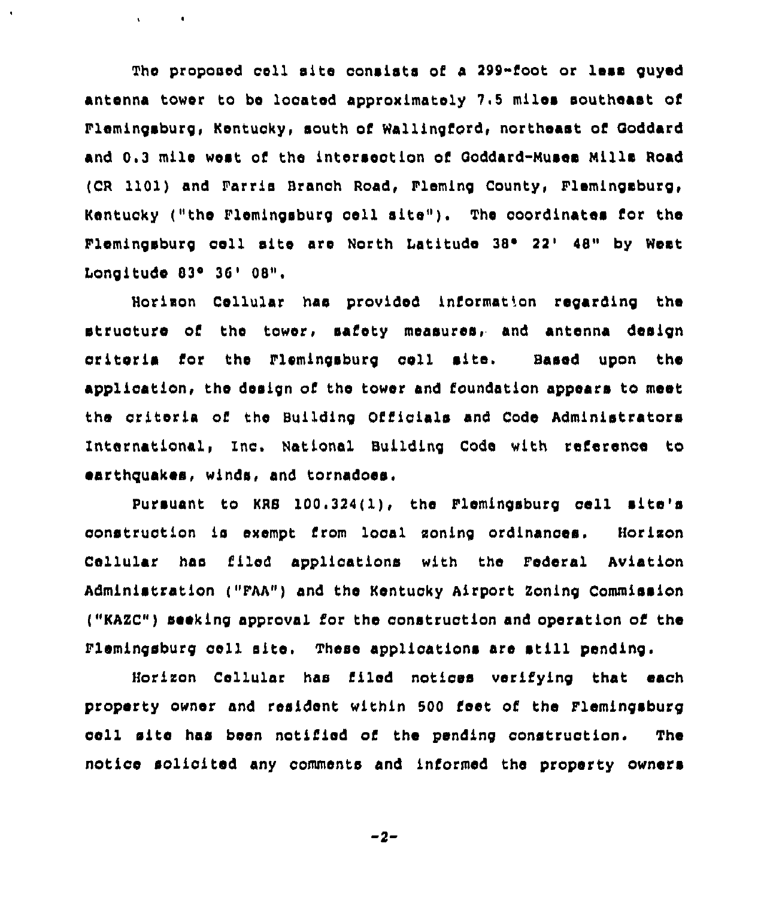The proposed cell site consists of a 299-foot or less guyed antenna tower to be located approximately 7.5 miles southeast of Flemingsburg, Kentucky, south of Wallingford, northeast of Goddard and 0.3 mile west of the intersection of Goddard-Muses Mills Road (CR 1101) and Farris Branch Road, Fleming County, Flemingsburg, Kentucky ("the Flemingsburg cell site"). The coordinates for the Flemingsburg cell site are North Latitude 38° 22' 48" by West Longitude 83° 36' 08".

Horizon Cellular has provided information regarding the structure of the tower, safety measures, and antenna design criteria for the Flemingsburg cell site. Based upon the application, the design of the tower and foundation appears to meet the criteria of the Building Officials and Code Administrators International, Inc. National Building Code with reference to earthquakes, winds, and tornadoes.

Pursuant to KRS 100.324(1), the Flemingsburg cell site's construction is exempt from local zoning ordinances. Horizon Cellular has filed applications with the Federal Aviation Administration ("FAA") and the Kentucky Airport Zoning Commission ("KAZC") seeking approval for the construction and operation of the Flemingsburg cell site. These applications are still pending.

Horizon Cellular has filed notices verifying that each property owner and resident within 500 feet of the Flemingsburg cell site has been notified of the pending construction. The notice solicited any comments and informed the property owners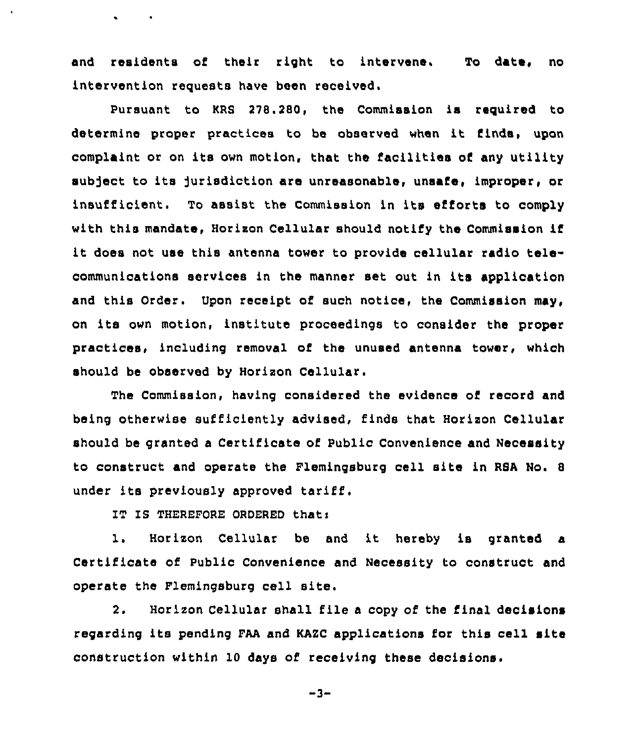and residents of their right to intervene. To date, no intervention requests have been received.

Pursuant to KRS 278.280, the Commission is required to determine proper practices to be observed when it finds, upon complaint or on its own motion, that the facilities of any utility subject to its jurisdiction are unreasonable, unsafe, improper, or insufficient. To assist the Commission in its efforts to comply with this mandate, Horizon Cellular should notify the Commission if it does not use this antenna tower to provide cellular radio telecommunications services in the manner set out in its application and this Order. Upon receipt of such notice, the Commission may, on its own motion, institute proceedings to consider the proper practices, including removal of the unused antenna tower, which should be observed by Horizon Cellular.

The Commission, having considered the evidence of record and being otherwise sufficiently advised, finds that Horizon Cellular should be granted a Certificate of Public Convenience and Necessity to construct and operate the Flemingsburg cell site in RSA No. 8 under its previously approved tariff.

IT IS THEREFORE ORDERED that:

1. Horizon Cellular be and it hereby is granted a Certificate of Public Convenience and Necessity to construct and operate the Flemingsburg cell site.

2. Horizon Cellular shall file a copy of the final decisions regarding its pending FAA and KAZC applications for this cell site construction within 10 days of receiving these decisions.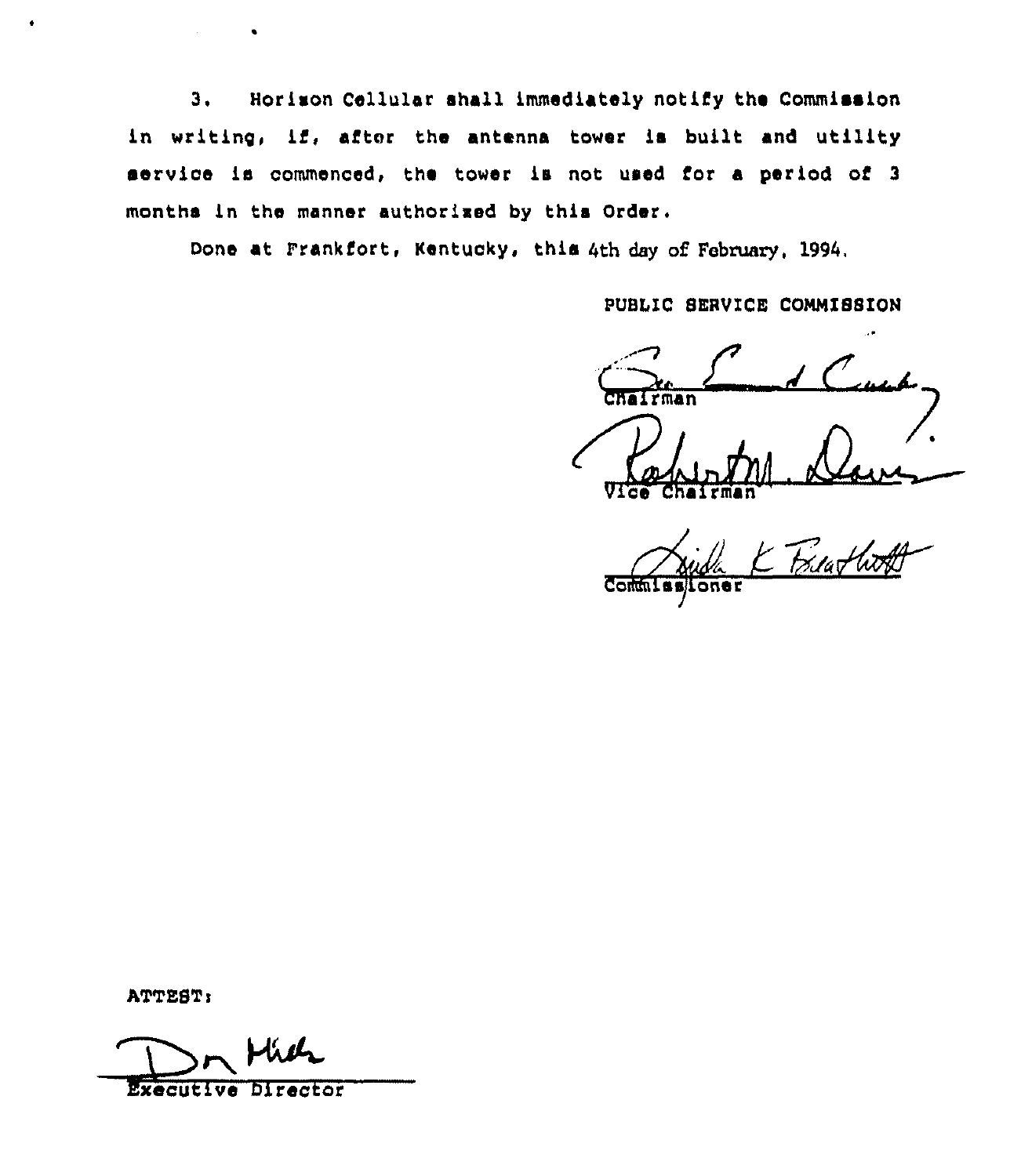3. Horizon Cellular shall immediately notify the Commission in writing, if, after the antenna tower is built and utility service is commenced, the tower is not used for a period of 3 months in the manner authorized by this Order.

Done at Frankfort, Kentucky, this 4th day of February, 1994.

PUBLIC SERVICE COMMISSION

Chairman

Vice Chairman

Commissioner

ATTEST:

Executive Director